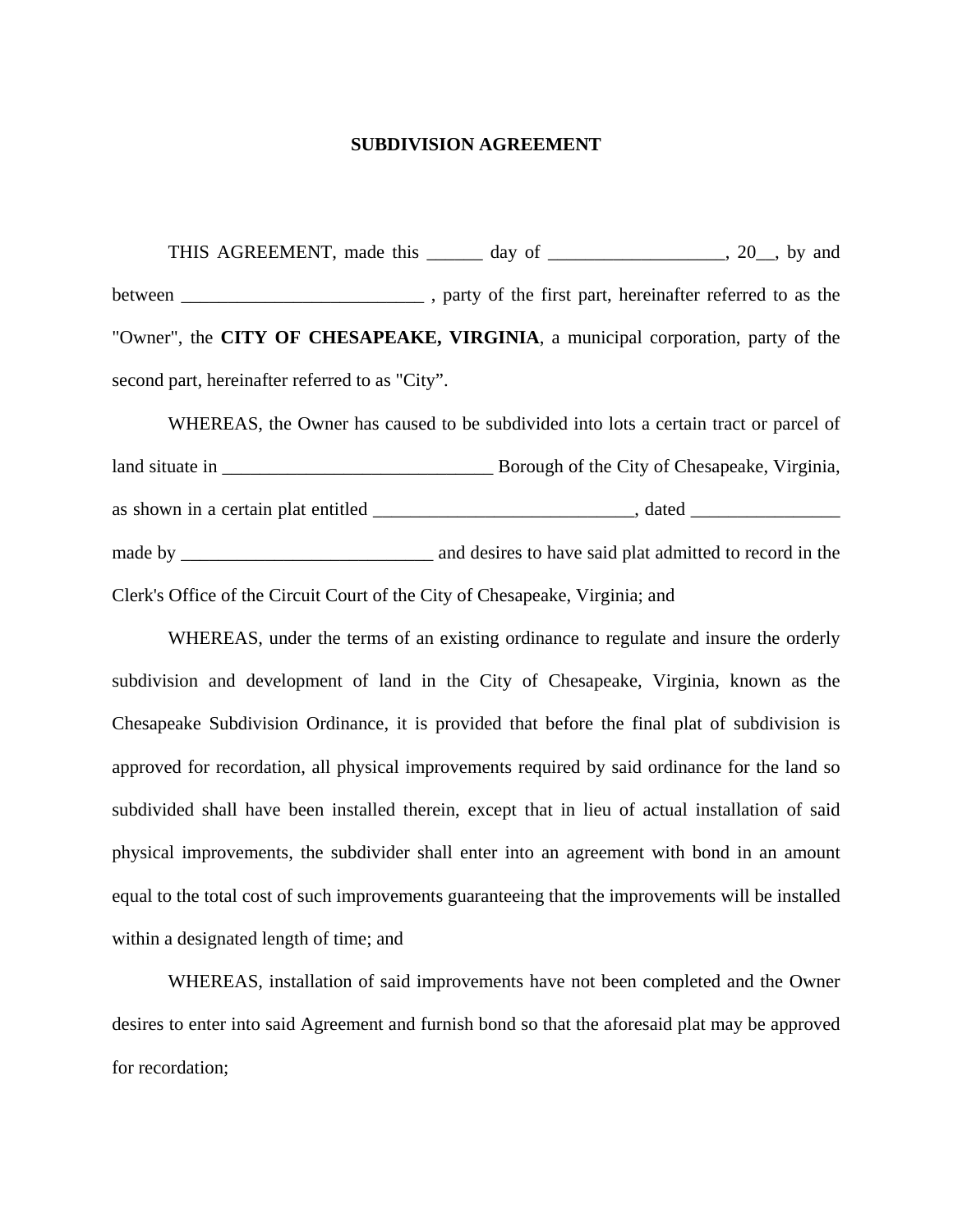**SUBDIVISION AGREEMENT**

THIS AGREEMENT, made this ______ day of ___________________, 20__, by and between __________________________ , party of the first part, hereinafter referred to as the "Owner", the **CITY OF CHESAPEAKE, VIRGINIA**, a municipal corporation, party of the second part, hereinafter referred to as "City".

WHEREAS, the Owner has caused to be subdivided into lots a certain tract or parcel of land situate in _____________________________ Borough of the City of Chesapeake, Virginia, as shown in a certain plat entitled ____________________________, dated ________________ made by ___________________________ and desires to have said plat admitted to record in the Clerk's Office of the Circuit Court of the City of Chesapeake, Virginia; and

WHEREAS, under the terms of an existing ordinance to regulate and insure the orderly subdivision and development of land in the City of Chesapeake, Virginia, known as the Chesapeake Subdivision Ordinance, it is provided that before the final plat of subdivision is approved for recordation, all physical improvements required by said ordinance for the land so subdivided shall have been installed therein, except that in lieu of actual installation of said physical improvements, the subdivider shall enter into an agreement with bond in an amount equal to the total cost of such improvements guaranteeing that the improvements will be installed within a designated length of time; and

WHEREAS, installation of said improvements have not been completed and the Owner desires to enter into said Agreement and furnish bond so that the aforesaid plat may be approved for recordation;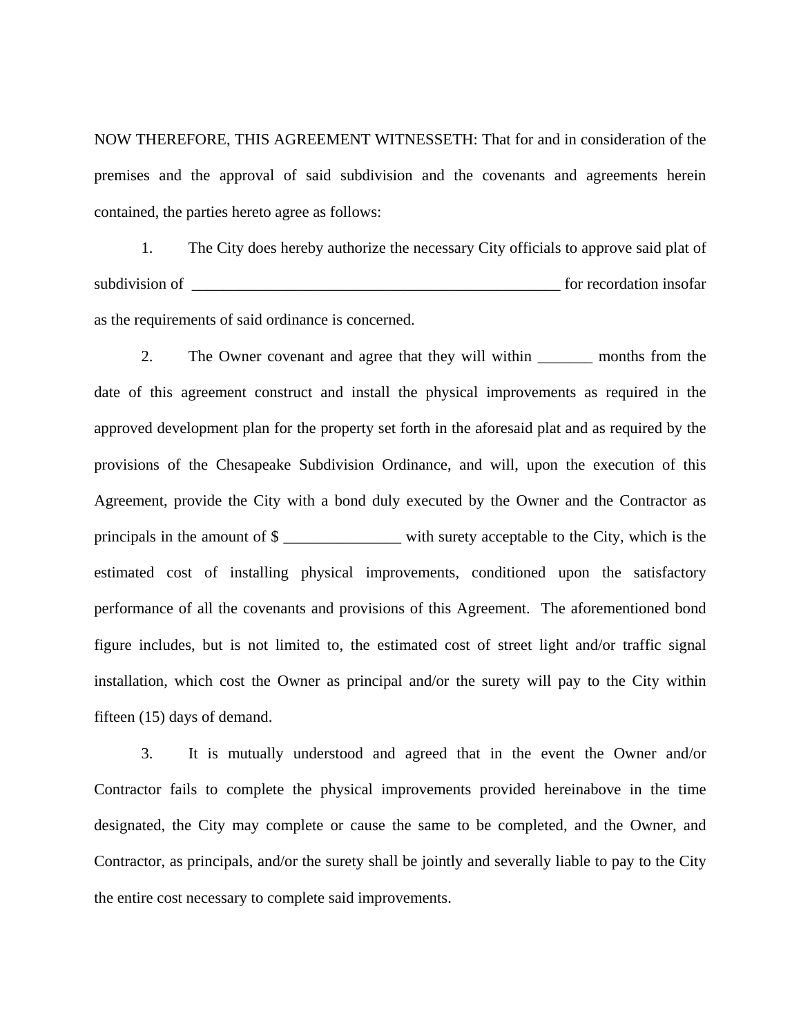NOW THEREFORE, THIS AGREEMENT WITNESSETH: That for and in consideration of the premises and the approval of said subdivision and the covenants and agreements herein contained, the parties hereto agree as follows:

1. The City does hereby authorize the necessary City officials to approve said plat of subdivision of __________________________________________________ for recordation insofar as the requirements of said ordinance is concerned.

2. The Owner covenant and agree that they will within _______ months from the date of this agreement construct and install the physical improvements as required in the approved development plan for the property set forth in the aforesaid plat and as required by the provisions of the Chesapeake Subdivision Ordinance, and will, upon the execution of this Agreement, provide the City with a bond duly executed by the Owner and the Contractor as principals in the amount of $ _______________ with surety acceptable to the City, which is the estimated cost of installing physical improvements, conditioned upon the satisfactory performance of all the covenants and provisions of this Agreement. The aforementioned bond figure includes, but is not limited to, the estimated cost of street light and/or traffic signal installation, which cost the Owner as principal and/or the surety will pay to the City within fifteen (15) days of demand.

3. It is mutually understood and agreed that in the event the Owner and/or Contractor fails to complete the physical improvements provided hereinabove in the time designated, the City may complete or cause the same to be completed, and the Owner, and Contractor, as principals, and/or the surety shall be jointly and severally liable to pay to the City the entire cost necessary to complete said improvements.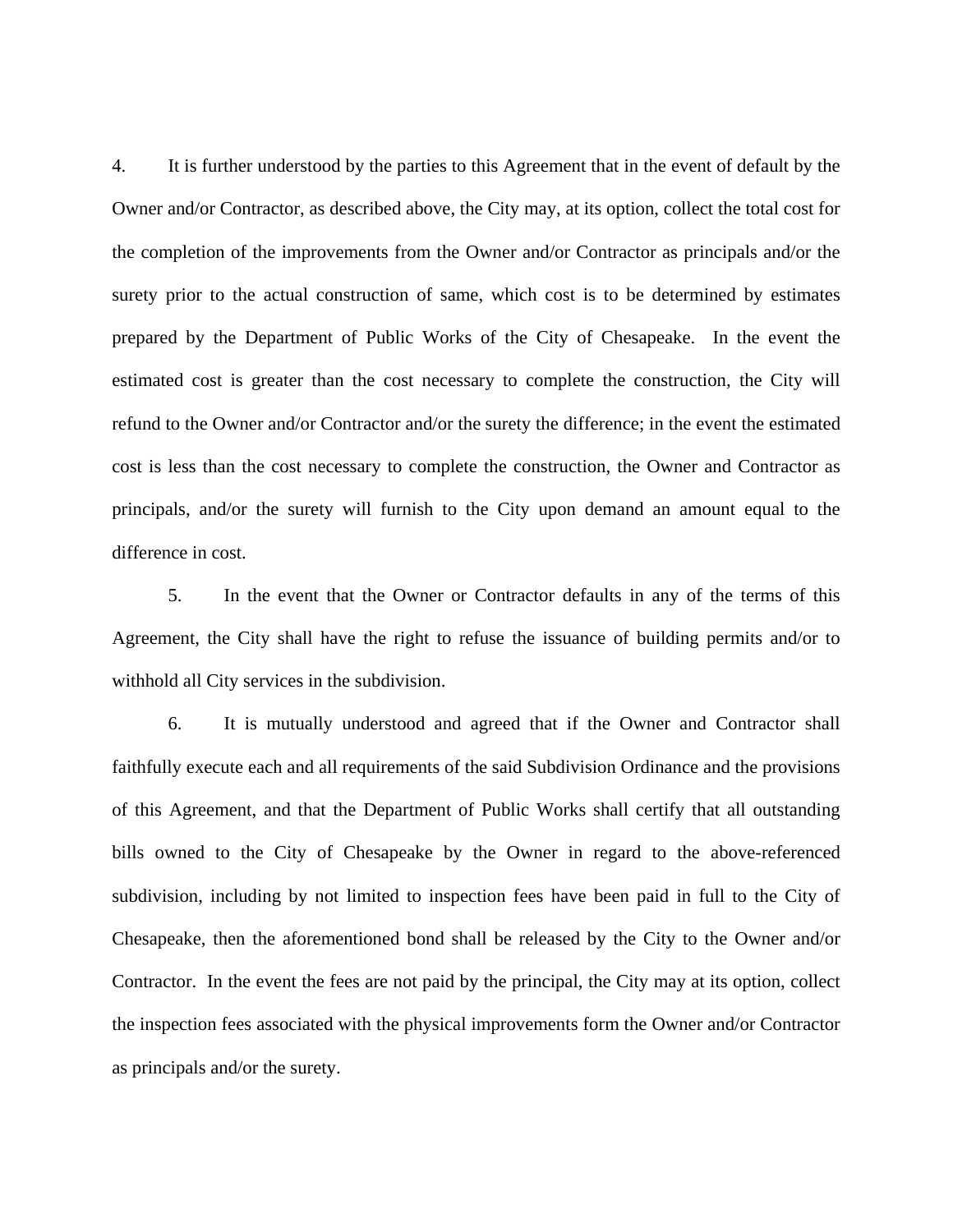4. It is further understood by the parties to this Agreement that in the event of default by the Owner and/or Contractor, as described above, the City may, at its option, collect the total cost for the completion of the improvements from the Owner and/or Contractor as principals and/or the surety prior to the actual construction of same, which cost is to be determined by estimates prepared by the Department of Public Works of the City of Chesapeake. In the event the estimated cost is greater than the cost necessary to complete the construction, the City will refund to the Owner and/or Contractor and/or the surety the difference; in the event the estimated cost is less than the cost necessary to complete the construction, the Owner and Contractor as principals, and/or the surety will furnish to the City upon demand an amount equal to the difference in cost.

5. In the event that the Owner or Contractor defaults in any of the terms of this Agreement, the City shall have the right to refuse the issuance of building permits and/or to withhold all City services in the subdivision.

6. It is mutually understood and agreed that if the Owner and Contractor shall faithfully execute each and all requirements of the said Subdivision Ordinance and the provisions of this Agreement, and that the Department of Public Works shall certify that all outstanding bills owned to the City of Chesapeake by the Owner in regard to the above-referenced subdivision, including by not limited to inspection fees have been paid in full to the City of Chesapeake, then the aforementioned bond shall be released by the City to the Owner and/or Contractor. In the event the fees are not paid by the principal, the City may at its option, collect the inspection fees associated with the physical improvements form the Owner and/or Contractor as principals and/or the surety.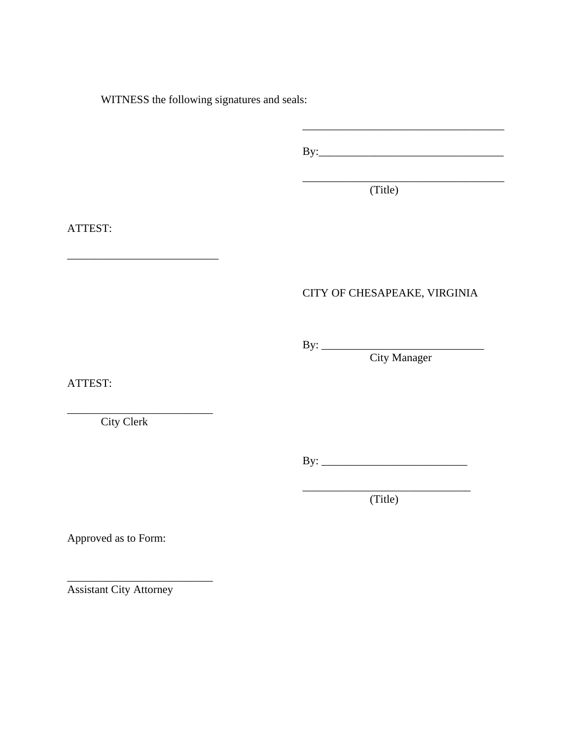WITNESS the following signatures and seals:

\_\_\_\_\_\_\_\_\_\_\_\_\_\_\_\_\_\_\_\_\_\_\_\_\_\_\_\_\_\_\_\_\_\_\_\_

By:\_\_\_\_\_\_\_\_\_\_\_\_\_\_\_\_\_\_\_\_\_\_\_\_\_\_\_\_\_\_\_\_\_

\_\_\_\_\_\_\_\_\_\_\_\_\_\_\_\_\_\_\_\_\_\_\_\_\_\_\_\_\_\_\_\_\_\_\_\_
(Title)

ATTEST:

\_\_\_\_\_\_\_\_\_\_\_\_\_\_\_\_\_\_\_\_\_\_\_\_\_\_\_

CITY OF CHESAPEAKE, VIRGINIA

By: \_\_\_\_\_\_\_\_\_\_\_\_\_\_\_\_\_\_\_\_\_\_\_\_\_\_\_\_\_
City Manager

ATTEST:

\_\_\_\_\_\_\_\_\_\_\_\_\_\_\_\_\_\_\_\_\_\_\_\_\_\_
City Clerk

By: \_\_\_\_\_\_\_\_\_\_\_\_\_\_\_\_\_\_\_\_\_\_\_\_\_\_

\_\_\_\_\_\_\_\_\_\_\_\_\_\_\_\_\_\_\_\_\_\_\_\_\_\_\_\_\_\_
(Title)

Approved as to Form:

\_\_\_\_\_\_\_\_\_\_\_\_\_\_\_\_\_\_\_\_\_\_\_\_\_\_
Assistant City Attorney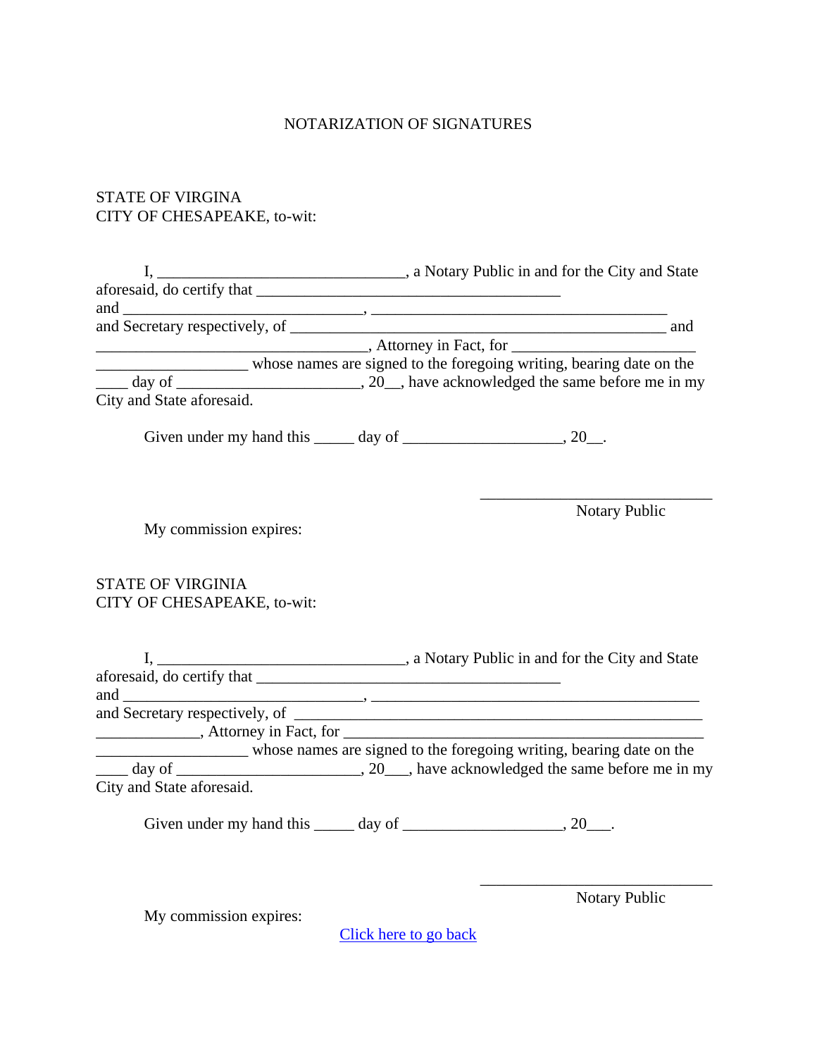# NOTARIZATION OF SIGNATURES

STATE OF VIRGINA
CITY OF CHESAPEAKE, to-wit:

I, ________________________________, a Notary Public in and for the City and State aforesaid, do certify that ________________________________________
and _______________________________, _______________________________________
and Secretary respectively, of _________________________________________________ and ___________________________________, Attorney in Fact, for ________________________
____________________ whose names are signed to the foregoing writing, bearing date on the ____ day of ________________________, 20__, have acknowledged the same before me in my City and State aforesaid.

Given under my hand this _____ day of ____________________, 20__.

______________________________
Notary Public

My commission expires:

STATE OF VIRGINIA
CITY OF CHESAPEAKE, to-wit:

I, ________________________________, a Notary Public in and for the City and State aforesaid, do certify that ________________________________________
and _______________________________, ___________________________________________
and Secretary respectively, of _____________________________________________________
_____________, Attorney in Fact, for ________________________________________________
____________________ whose names are signed to the foregoing writing, bearing date on the ____ day of ________________________, 20___, have acknowledged the same before me in my City and State aforesaid.

Given under my hand this _____ day of ____________________, 20___.

______________________________
Notary Public

My commission expires:

Click here to go back